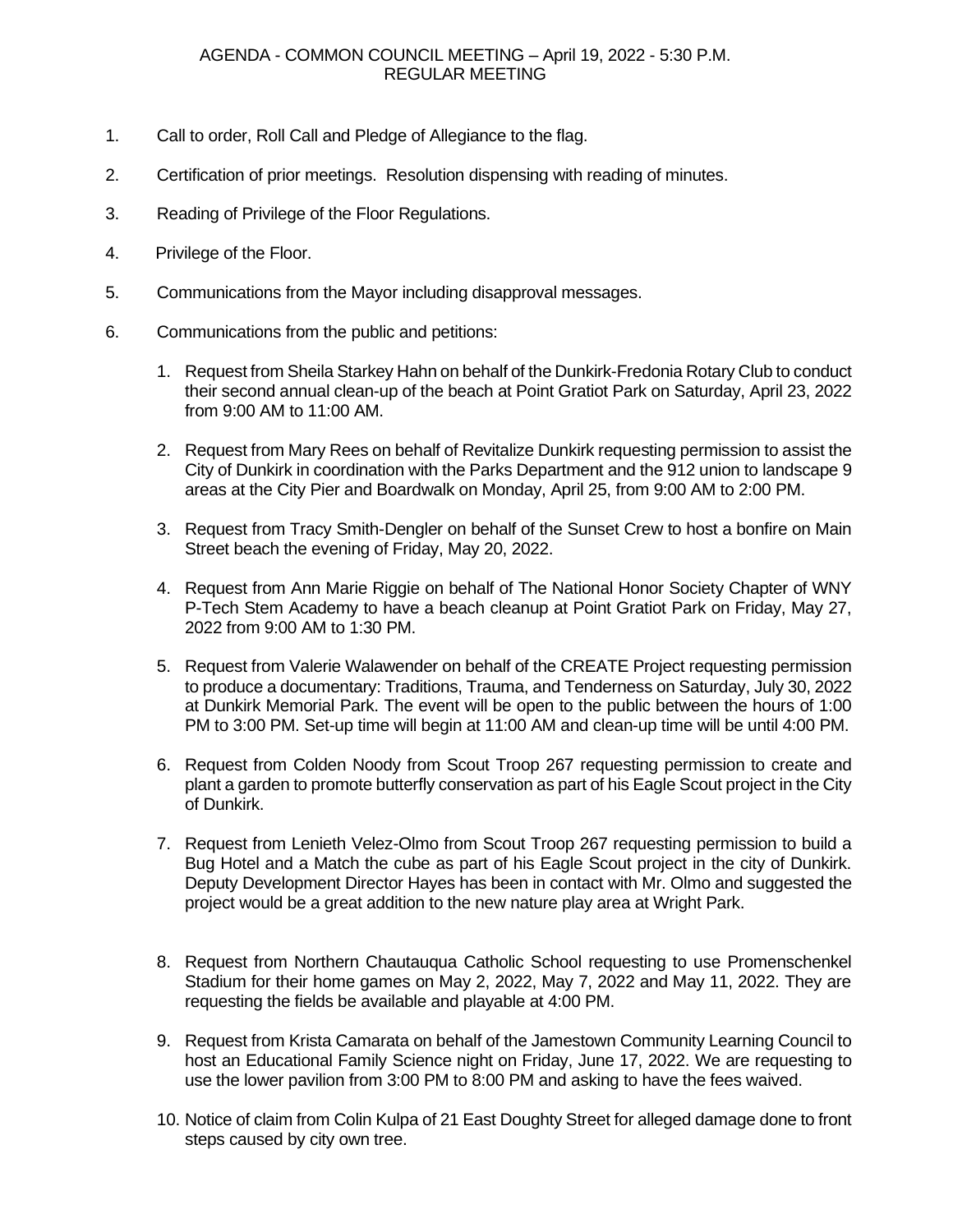# AGENDA - COMMON COUNCIL MEETING – April 19, 2022 - 5:30 P.M.
## REGULAR MEETING

1. Call to order, Roll Call and Pledge of Allegiance to the flag.

2. Certification of prior meetings. Resolution dispensing with reading of minutes.

3. Reading of Privilege of the Floor Regulations.

4. Privilege of the Floor.

5. Communications from the Mayor including disapproval messages.

6. Communications from the public and petitions:

    1. Request from Sheila Starkey Hahn on behalf of the Dunkirk-Fredonia Rotary Club to conduct their second annual clean-up of the beach at Point Gratiot Park on Saturday, April 23, 2022 from 9:00 AM to 11:00 AM.

    2. Request from Mary Rees on behalf of Revitalize Dunkirk requesting permission to assist the City of Dunkirk in coordination with the Parks Department and the 912 union to landscape 9 areas at the City Pier and Boardwalk on Monday, April 25, from 9:00 AM to 2:00 PM.

    3. Request from Tracy Smith-Dengler on behalf of the Sunset Crew to host a bonfire on Main Street beach the evening of Friday, May 20, 2022.

    4. Request from Ann Marie Riggie on behalf of The National Honor Society Chapter of WNY P-Tech Stem Academy to have a beach cleanup at Point Gratiot Park on Friday, May 27, 2022 from 9:00 AM to 1:30 PM.

    5. Request from Valerie Walawender on behalf of the CREATE Project requesting permission to produce a documentary: Traditions, Trauma, and Tenderness on Saturday, July 30, 2022 at Dunkirk Memorial Park. The event will be open to the public between the hours of 1:00 PM to 3:00 PM. Set-up time will begin at 11:00 AM and clean-up time will be until 4:00 PM.

    6. Request from Colden Noody from Scout Troop 267 requesting permission to create and plant a garden to promote butterfly conservation as part of his Eagle Scout project in the City of Dunkirk.

    7. Request from Lenieth Velez-Olmo from Scout Troop 267 requesting permission to build a Bug Hotel and a Match the cube as part of his Eagle Scout project in the city of Dunkirk. Deputy Development Director Hayes has been in contact with Mr. Olmo and suggested the project would be a great addition to the new nature play area at Wright Park.

    8. Request from Northern Chautauqua Catholic School requesting to use Promenschenkel Stadium for their home games on May 2, 2022, May 7, 2022 and May 11, 2022. They are requesting the fields be available and playable at 4:00 PM.

    9. Request from Krista Camarata on behalf of the Jamestown Community Learning Council to host an Educational Family Science night on Friday, June 17, 2022. We are requesting to use the lower pavilion from 3:00 PM to 8:00 PM and asking to have the fees waived.

    10. Notice of claim from Colin Kulpa of 21 East Doughty Street for alleged damage done to front steps caused by city own tree.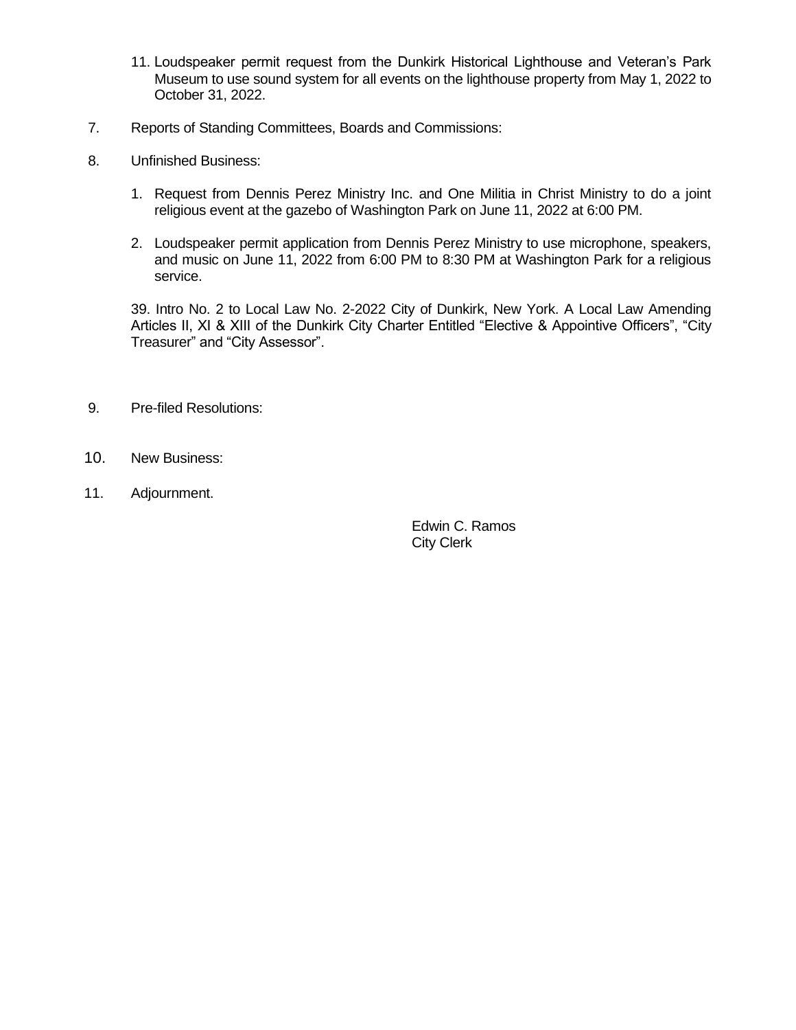11. Loudspeaker permit request from the Dunkirk Historical Lighthouse and Veteran's Park Museum to use sound system for all events on the lighthouse property from May 1, 2022 to October 31, 2022.

7. Reports of Standing Committees, Boards and Commissions:

8. Unfinished Business:

   1. Request from Dennis Perez Ministry Inc. and One Militia in Christ Ministry to do a joint religious event at the gazebo of Washington Park on June 11, 2022 at 6:00 PM.

   2. Loudspeaker permit application from Dennis Perez Ministry to use microphone, speakers, and music on June 11, 2022 from 6:00 PM to 8:30 PM at Washington Park for a religious service.

   39. Intro No. 2 to Local Law No. 2-2022 City of Dunkirk, New York. A Local Law Amending Articles II, XI & XIII of the Dunkirk City Charter Entitled "Elective & Appointive Officers", "City Treasurer" and "City Assessor".

9. Pre-filed Resolutions:

10. New Business:

11. Adjournment.

Edwin C. Ramos
City Clerk